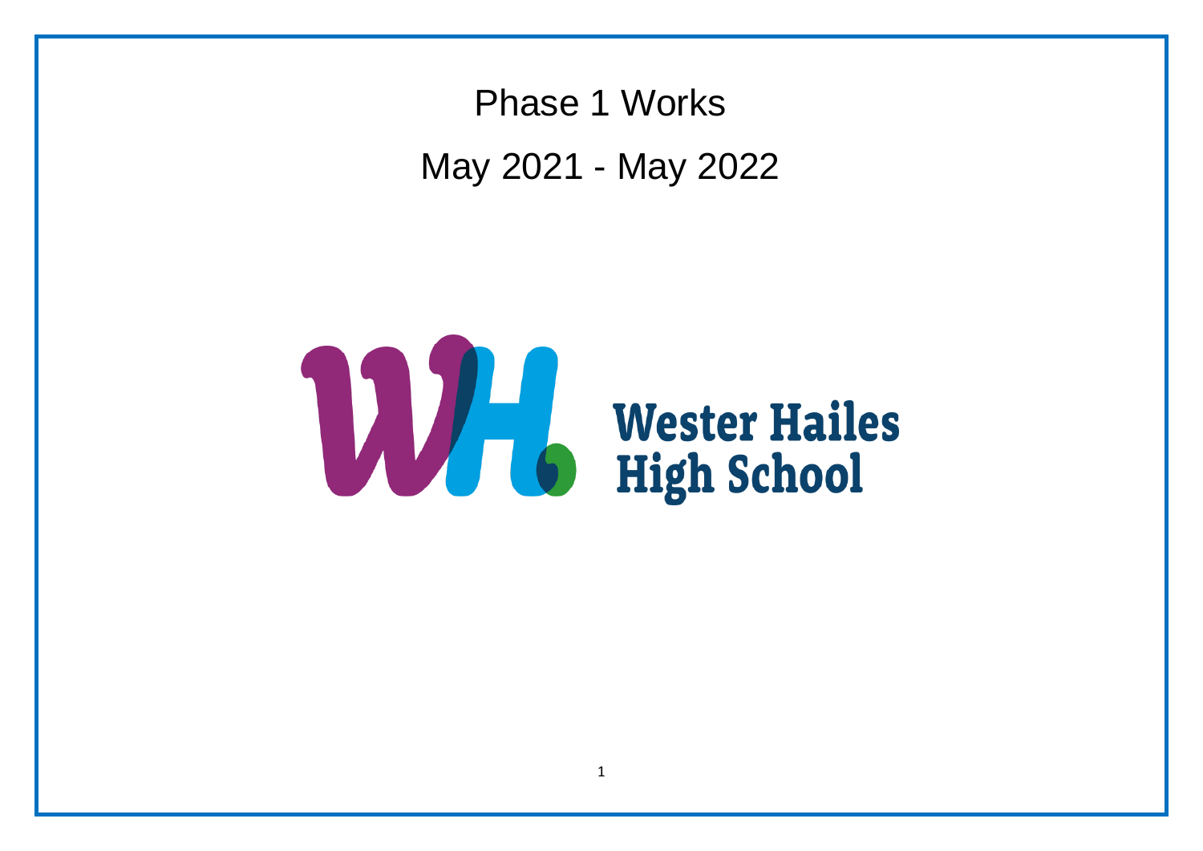# Phase 1 Works

## May 2021 - May 2022

Wester Hailes High School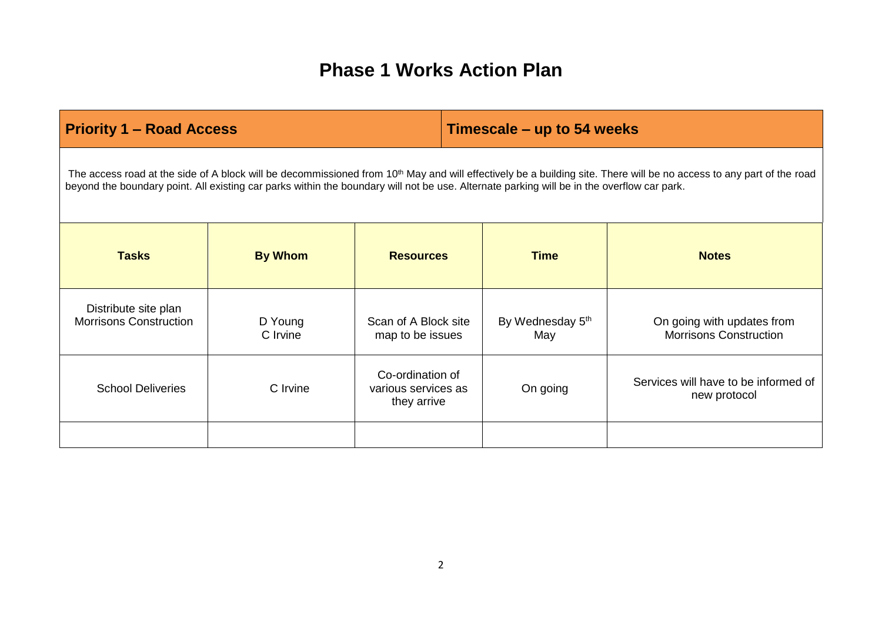# Phase 1 Works Action Plan

| **Priority 1 – Road Access** | **Timescale – up to 54 weeks** |
|---|---|

The access road at the side of A block will be decommissioned from 10th May and will effectively be a building site. There will be no access to any part of the road beyond the boundary point. All existing car parks within the boundary will not be use. Alternate parking will be in the overflow car park.

| **Tasks** | **By Whom** | **Resources** | **Time** | **Notes** |
|---|---|---|---|---|
| Distribute site plan Morrisons Construction | D Young C Irvine | Scan of A Block site map to be issues | By Wednesday 5th May | On going with updates from Morrisons Construction |
| School Deliveries | C Irvine | Co-ordination of various services as they arrive | On going | Services will have to be informed of new protocol |
| | | | | |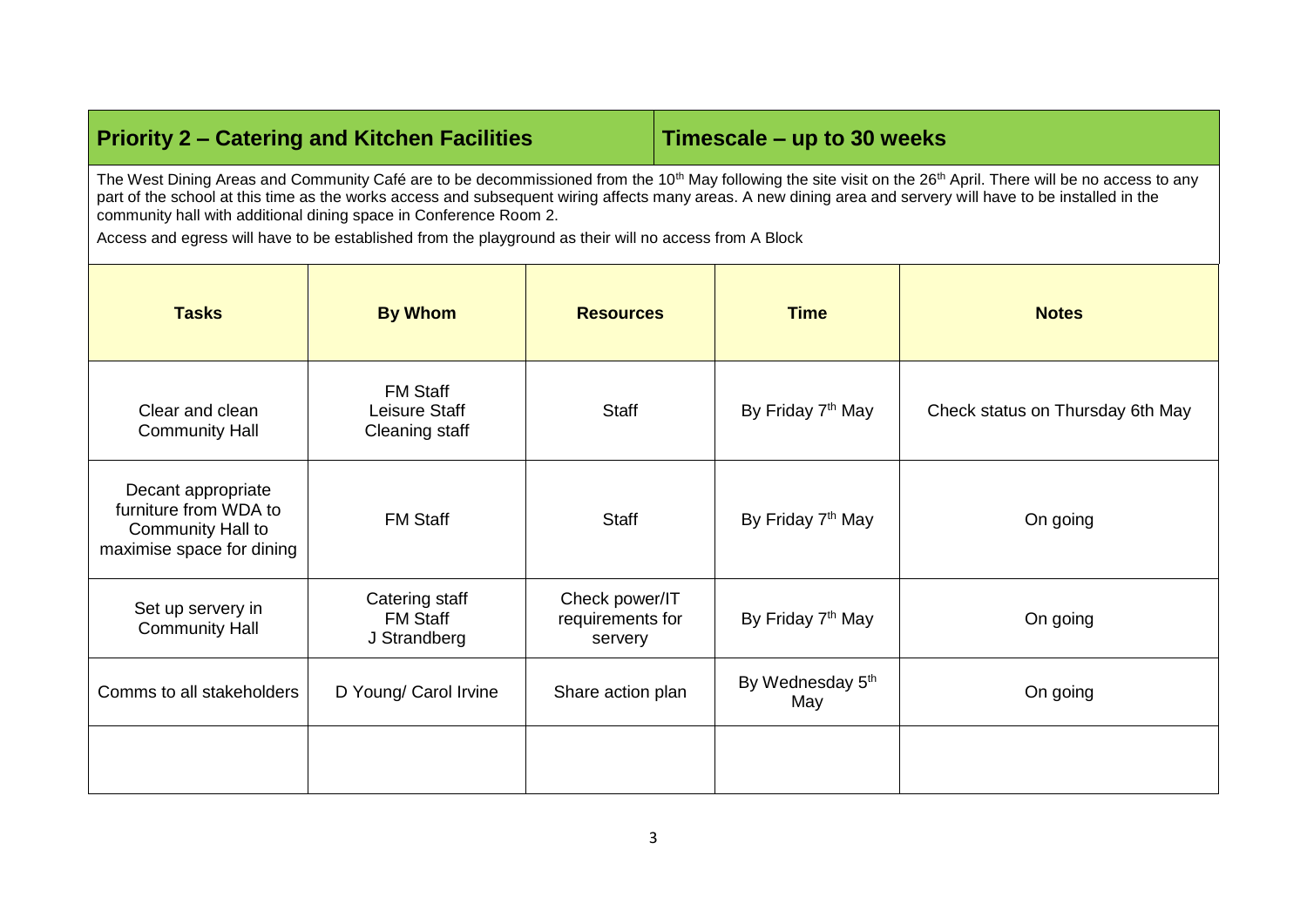| **Priority 2 – Catering and Kitchen Facilities** | **Timescale – up to 30 weeks** |
|---|---|

The West Dining Areas and Community Café are to be decommissioned from the 10th May following the site visit on the 26th April. There will be no access to any part of the school at this time as the works access and subsequent wiring affects many areas. A new dining area and servery will have to be installed in the community hall with additional dining space in Conference Room 2.

Access and egress will have to be established from the playground as their will no access from A Block

| **Tasks** | **By Whom** | **Resources** | **Time** | **Notes** |
|---|---|---|---|---|
| Clear and clean Community Hall | FM Staff<br>Leisure Staff<br>Cleaning staff | Staff | By Friday 7th May | Check status on Thursday 6th May |
| Decant appropriate furniture from WDA to Community Hall to maximise space for dining | FM Staff | Staff | By Friday 7th May | On going |
| Set up servery in Community Hall | Catering staff<br>FM Staff<br>J Strandberg | Check power/IT requirements for servery | By Friday 7th May | On going |
| Comms to all stakeholders | D Young/ Carol Irvine | Share action plan | By Wednesday 5th May | On going |
| | | | | |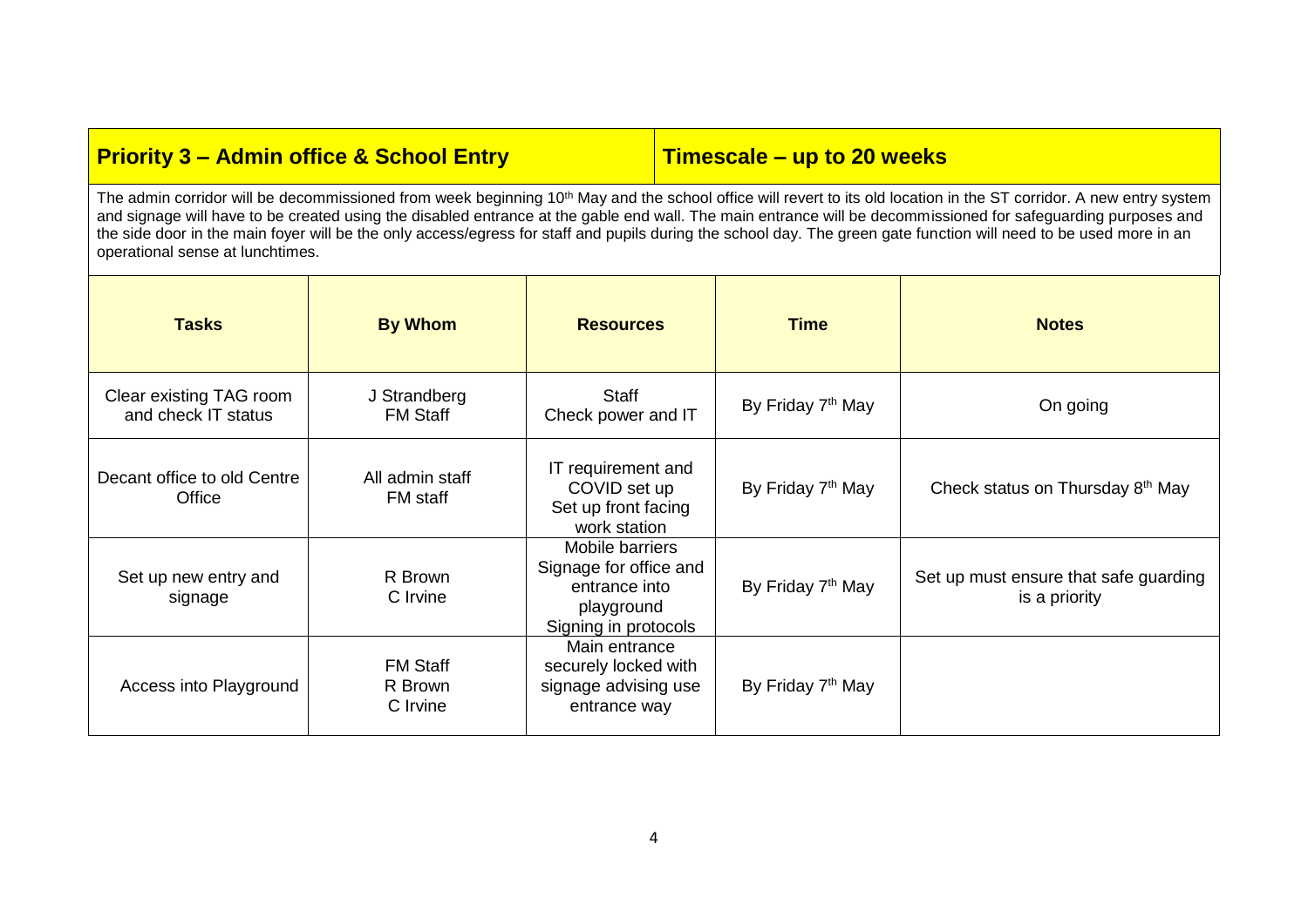| **Priority 3 – Admin office & School Entry** | **Timescale – up to 20 weeks** |
|---|---|

The admin corridor will be decommissioned from week beginning 10th May and the school office will revert to its old location in the ST corridor. A new entry system and signage will have to be created using the disabled entrance at the gable end wall. The main entrance will be decommissioned for safeguarding purposes and the side door in the main foyer will be the only access/egress for staff and pupils during the school day. The green gate function will need to be used more in an operational sense at lunchtimes.

| **Tasks** | **By Whom** | **Resources** | **Time** | **Notes** |
|---|---|---|---|---|
| Clear existing TAG room and check IT status | J Strandberg<br>FM Staff | Staff<br>Check power and IT | By Friday 7th May | On going |
| Decant office to old Centre Office | All admin staff<br>FM staff | IT requirement and COVID set up<br>Set up front facing work station | By Friday 7th May | Check status on Thursday 8th May |
| Set up new entry and signage | R Brown<br>C Irvine | Mobile barriers<br>Signage for office and entrance into playground<br>Signing in protocols | By Friday 7th May | Set up must ensure that safe guarding is a priority |
| Access into Playground | FM Staff<br>R Brown<br>C Irvine | Main entrance securely locked with signage advising use entrance way | By Friday 7th May | |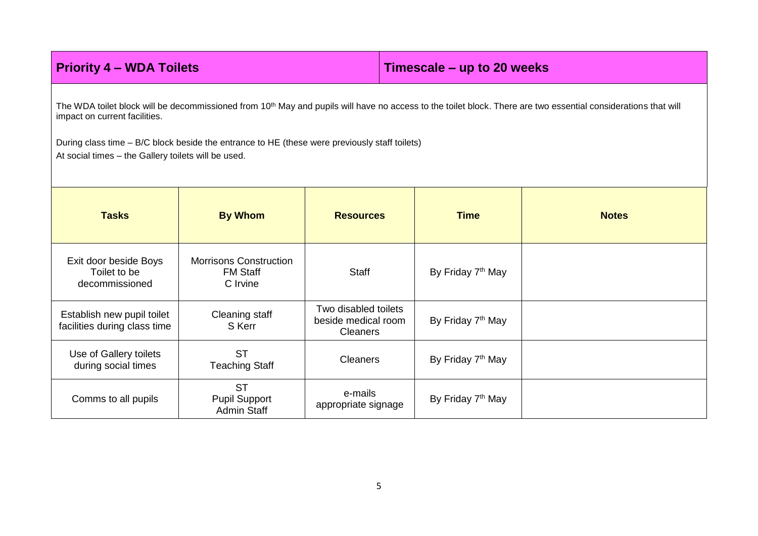| **Priority 4 – WDA Toilets** | **Timescale – up to 20 weeks** |
| --- | --- |

The WDA toilet block will be decommissioned from 10th May and pupils will have no access to the toilet block. There are two essential considerations that will impact on current facilities.

During class time – B/C block beside the entrance to HE (these were previously staff toilets)

At social times – the Gallery toilets will be used.

| Tasks | By Whom | Resources | Time | Notes |
| --- | --- | --- | --- | --- |
| Exit door beside Boys Toilet to be decommissioned | Morrisons Construction<br>FM Staff<br>C Irvine | Staff | By Friday 7th May | |
| Establish new pupil toilet facilities during class time | Cleaning staff<br>S Kerr | Two disabled toilets beside medical room<br>Cleaners | By Friday 7th May | |
| Use of Gallery toilets during social times | ST<br>Teaching Staff | Cleaners | By Friday 7th May | |
| Comms to all pupils | ST<br>Pupil Support<br>Admin Staff | e-mails<br>appropriate signage | By Friday 7th May | |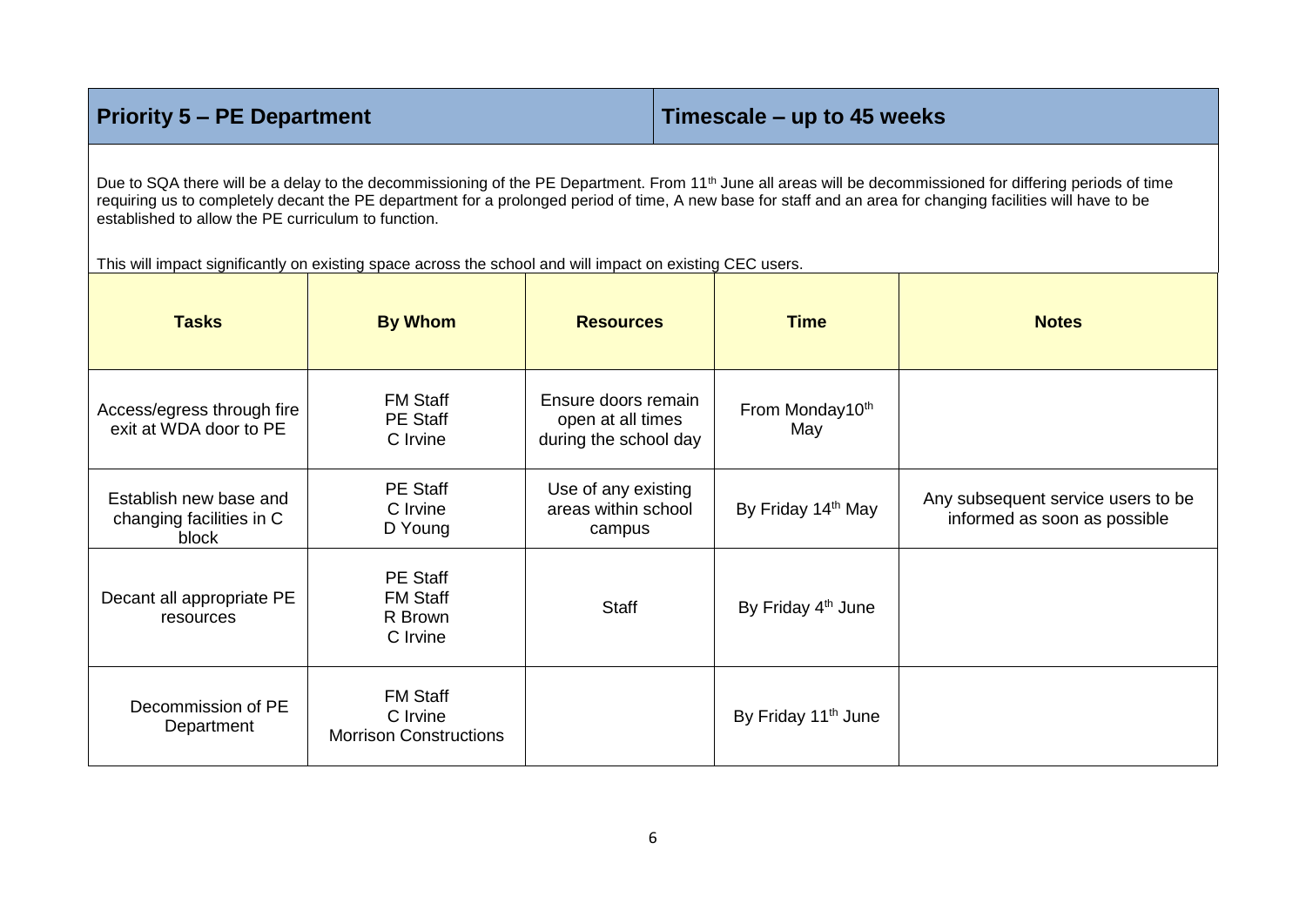## Priority 5 – PE Department

**Timescale – up to 45 weeks**

Due to SQA there will be a delay to the decommissioning of the PE Department. From 11th June all areas will be decommissioned for differing periods of time requiring us to completely decant the PE department for a prolonged period of time, A new base for staff and an area for changing facilities will have to be established to allow the PE curriculum to function.

This will impact significantly on existing space across the school and will impact on existing CEC users.

| Tasks | By Whom | Resources | Time | Notes |
|---|---|---|---|---|
| Access/egress through fire exit at WDA door to PE | FM Staff<br>PE Staff<br>C Irvine | Ensure doors remain open at all times during the school day | From Monday10th May | |
| Establish new base and changing facilities in C block | PE Staff<br>C Irvine<br>D Young | Use of any existing areas within school campus | By Friday 14th May | Any subsequent service users to be informed as soon as possible |
| Decant all appropriate PE resources | PE Staff<br>FM Staff<br>R Brown<br>C Irvine | Staff | By Friday 4th June | |
| Decommission of PE Department | FM Staff<br>C Irvine<br>Morrison Constructions | | By Friday 11th June | |